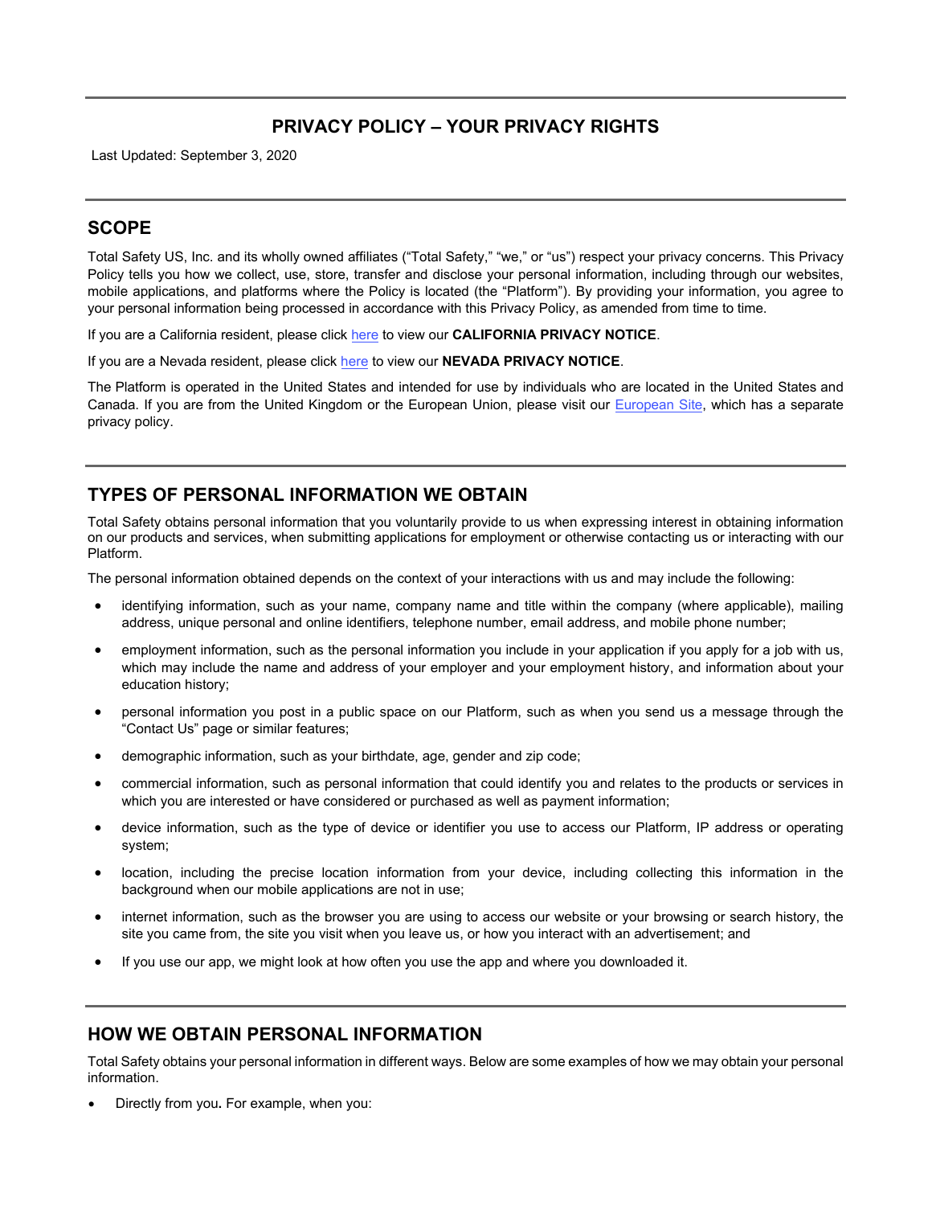# PRIVACY POLICY – YOUR PRIVACY RIGHTS

Last Updated: September 3, 2020

## SCOPE

Total Safety US, Inc. and its wholly owned affiliates ("Total Safety," "we," or "us") respect your privacy concerns. This Privacy Policy tells you how we collect, use, store, transfer and disclose your personal information, including through our websites, mobile applications, and platforms where the Policy is located (the "Platform"). By providing your information, you agree to your personal information being processed in accordance with this Privacy Policy, as amended from time to time.

If you are a California resident, please click here to view our **CALIFORNIA PRIVACY NOTICE**.

If you are a Nevada resident, please click here to view our **NEVADA PRIVACY NOTICE**.

The Platform is operated in the United States and intended for use by individuals who are located in the United States and Canada. If you are from the United Kingdom or the European Union, please visit our European Site, which has a separate privacy policy.

## TYPES OF PERSONAL INFORMATION WE OBTAIN

Total Safety obtains personal information that you voluntarily provide to us when expressing interest in obtaining information on our products and services, when submitting applications for employment or otherwise contacting us or interacting with our Platform.

The personal information obtained depends on the context of your interactions with us and may include the following:

- identifying information, such as your name, company name and title within the company (where applicable), mailing address, unique personal and online identifiers, telephone number, email address, and mobile phone number;
- employment information, such as the personal information you include in your application if you apply for a job with us, which may include the name and address of your employer and your employment history, and information about your education history;
- personal information you post in a public space on our Platform, such as when you send us a message through the "Contact Us" page or similar features;
- demographic information, such as your birthdate, age, gender and zip code;
- commercial information, such as personal information that could identify you and relates to the products or services in which you are interested or have considered or purchased as well as payment information;
- device information, such as the type of device or identifier you use to access our Platform, IP address or operating system;
- location, including the precise location information from your device, including collecting this information in the background when our mobile applications are not in use;
- internet information, such as the browser you are using to access our website or your browsing or search history, the site you came from, the site you visit when you leave us, or how you interact with an advertisement; and
- If you use our app, we might look at how often you use the app and where you downloaded it.

## HOW WE OBTAIN PERSONAL INFORMATION

Total Safety obtains your personal information in different ways. Below are some examples of how we may obtain your personal information.

- Directly from you**.** For example, when you: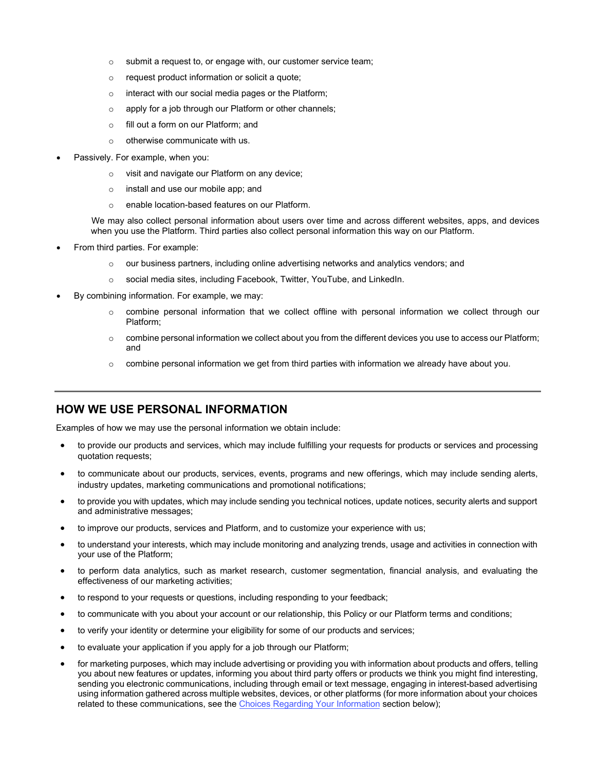- submit a request to, or engage with, our customer service team;
  - request product information or solicit a quote;
  - interact with our social media pages or the Platform;
  - apply for a job through our Platform or other channels;
  - fill out a form on our Platform; and
  - otherwise communicate with us.
- Passively. For example, when you:
  - visit and navigate our Platform on any device;
  - install and use our mobile app; and
  - enable location-based features on our Platform.

  We may also collect personal information about users over time and across different websites, apps, and devices when you use the Platform. Third parties also collect personal information this way on our Platform.
- From third parties. For example:
  - our business partners, including online advertising networks and analytics vendors; and
  - social media sites, including Facebook, Twitter, YouTube, and LinkedIn.
- By combining information. For example, we may:
  - combine personal information that we collect offline with personal information we collect through our Platform;
  - combine personal information we collect about you from the different devices you use to access our Platform; and
  - combine personal information we get from third parties with information we already have about you.

---

## HOW WE USE PERSONAL INFORMATION

Examples of how we may use the personal information we obtain include:

- to provide our products and services, which may include fulfilling your requests for products or services and processing quotation requests;
- to communicate about our products, services, events, programs and new offerings, which may include sending alerts, industry updates, marketing communications and promotional notifications;
- to provide you with updates, which may include sending you technical notices, update notices, security alerts and support and administrative messages;
- to improve our products, services and Platform, and to customize your experience with us;
- to understand your interests, which may include monitoring and analyzing trends, usage and activities in connection with your use of the Platform;
- to perform data analytics, such as market research, customer segmentation, financial analysis, and evaluating the effectiveness of our marketing activities;
- to respond to your requests or questions, including responding to your feedback;
- to communicate with you about your account or our relationship, this Policy or our Platform terms and conditions;
- to verify your identity or determine your eligibility for some of our products and services;
- to evaluate your application if you apply for a job through our Platform;
- for marketing purposes, which may include advertising or providing you with information about products and offers, telling you about new features or updates, informing you about third party offers or products we think you might find interesting, sending you electronic communications, including through email or text message, engaging in interest-based advertising using information gathered across multiple websites, devices, or other platforms (for more information about your choices related to these communications, see the Choices Regarding Your Information section below);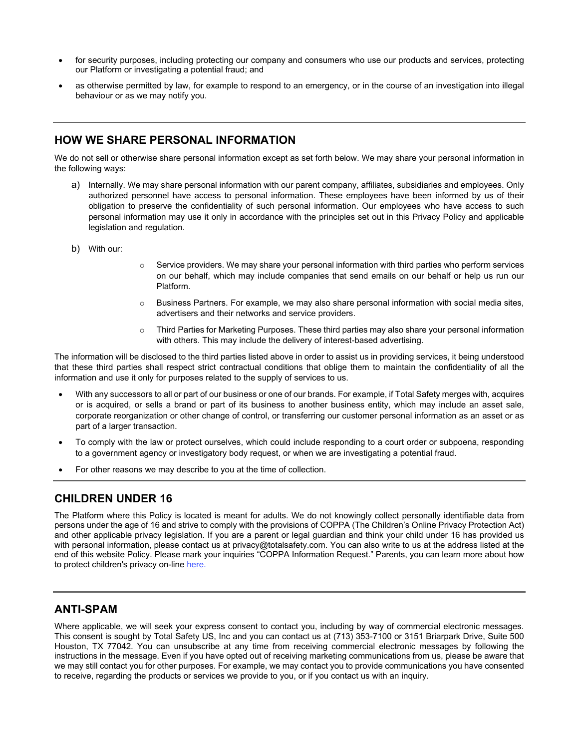- for security purposes, including protecting our company and consumers who use our products and services, protecting our Platform or investigating a potential fraud; and
- as otherwise permitted by law, for example to respond to an emergency, or in the course of an investigation into illegal behaviour or as we may notify you.

---

## HOW WE SHARE PERSONAL INFORMATION

We do not sell or otherwise share personal information except as set forth below. We may share your personal information in the following ways:

a) Internally. We may share personal information with our parent company, affiliates, subsidiaries and employees. Only authorized personnel have access to personal information. These employees have been informed by us of their obligation to preserve the confidentiality of such personal information. Our employees who have access to such personal information may use it only in accordance with the principles set out in this Privacy Policy and applicable legislation and regulation.

b) With our:

   - Service providers. We may share your personal information with third parties who perform services on our behalf, which may include companies that send emails on our behalf or help us run our Platform.
   - Business Partners. For example, we may also share personal information with social media sites, advertisers and their networks and service providers.
   - Third Parties for Marketing Purposes. These third parties may also share your personal information with others. This may include the delivery of interest-based advertising.

The information will be disclosed to the third parties listed above in order to assist us in providing services, it being understood that these third parties shall respect strict contractual conditions that oblige them to maintain the confidentiality of all the information and use it only for purposes related to the supply of services to us.

- With any successors to all or part of our business or one of our brands. For example, if Total Safety merges with, acquires or is acquired, or sells a brand or part of its business to another business entity, which may include an asset sale, corporate reorganization or other change of control, or transferring our customer personal information as an asset or as part of a larger transaction.
- To comply with the law or protect ourselves, which could include responding to a court order or subpoena, responding to a government agency or investigatory body request, or when we are investigating a potential fraud.
- For other reasons we may describe to you at the time of collection.

---

## CHILDREN UNDER 16

The Platform where this Policy is located is meant for adults. We do not knowingly collect personally identifiable data from persons under the age of 16 and strive to comply with the provisions of COPPA (The Children's Online Privacy Protection Act) and other applicable privacy legislation. If you are a parent or legal guardian and think your child under 16 has provided us with personal information, please contact us at privacy@totalsafety.com. You can also write to us at the address listed at the end of this website Policy. Please mark your inquiries "COPPA Information Request." Parents, you can learn more about how to protect children's privacy on-line here.

---

## ANTI-SPAM

Where applicable, we will seek your express consent to contact you, including by way of commercial electronic messages. This consent is sought by Total Safety US, Inc and you can contact us at (713) 353-7100 or 3151 Briarpark Drive, Suite 500 Houston, TX 77042. You can unsubscribe at any time from receiving commercial electronic messages by following the instructions in the message. Even if you have opted out of receiving marketing communications from us, please be aware that we may still contact you for other purposes. For example, we may contact you to provide communications you have consented to receive, regarding the products or services we provide to you, or if you contact us with an inquiry.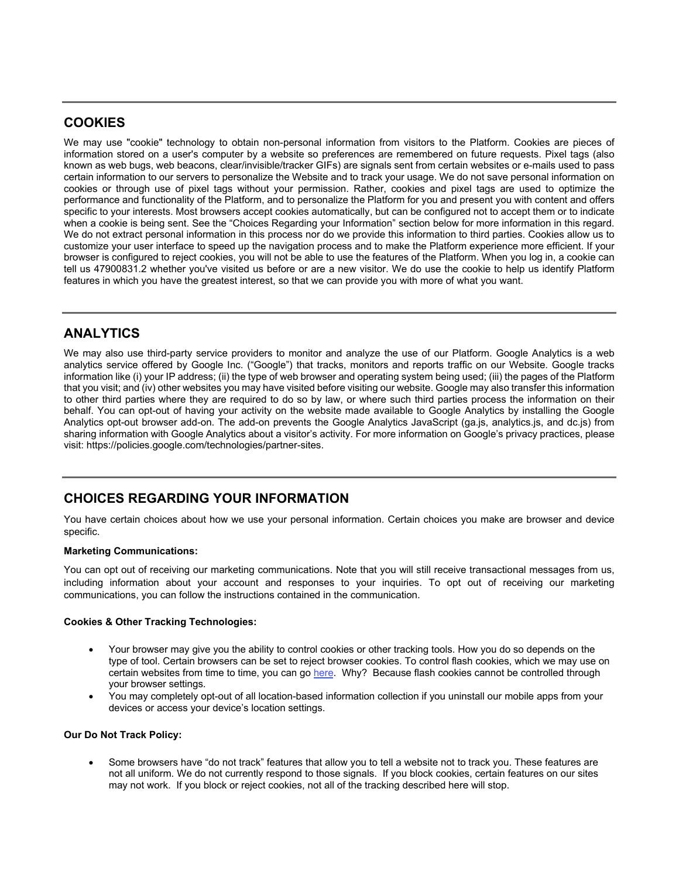## COOKIES

We may use "cookie" technology to obtain non-personal information from visitors to the Platform. Cookies are pieces of information stored on a user's computer by a website so preferences are remembered on future requests. Pixel tags (also known as web bugs, web beacons, clear/invisible/tracker GIFs) are signals sent from certain websites or e-mails used to pass certain information to our servers to personalize the Website and to track your usage. We do not save personal information on cookies or through use of pixel tags without your permission. Rather, cookies and pixel tags are used to optimize the performance and functionality of the Platform, and to personalize the Platform for you and present you with content and offers specific to your interests. Most browsers accept cookies automatically, but can be configured not to accept them or to indicate when a cookie is being sent. See the "Choices Regarding your Information" section below for more information in this regard. We do not extract personal information in this process nor do we provide this information to third parties. Cookies allow us to customize your user interface to speed up the navigation process and to make the Platform experience more efficient. If your browser is configured to reject cookies, you will not be able to use the features of the Platform. When you log in, a cookie can tell us 47900831.2 whether you've visited us before or are a new visitor. We do use the cookie to help us identify Platform features in which you have the greatest interest, so that we can provide you with more of what you want.

## ANALYTICS

We may also use third-party service providers to monitor and analyze the use of our Platform. Google Analytics is a web analytics service offered by Google Inc. ("Google") that tracks, monitors and reports traffic on our Website. Google tracks information like (i) your IP address; (ii) the type of web browser and operating system being used; (iii) the pages of the Platform that you visit; and (iv) other websites you may have visited before visiting our website. Google may also transfer this information to other third parties where they are required to do so by law, or where such third parties process the information on their behalf. You can opt-out of having your activity on the website made available to Google Analytics by installing the Google Analytics opt-out browser add-on. The add-on prevents the Google Analytics JavaScript (ga.js, analytics.js, and dc.js) from sharing information with Google Analytics about a visitor's activity. For more information on Google's privacy practices, please visit: https://policies.google.com/technologies/partner-sites.

## CHOICES REGARDING YOUR INFORMATION

You have certain choices about how we use your personal information. Certain choices you make are browser and device specific.

**Marketing Communications:**

You can opt out of receiving our marketing communications. Note that you will still receive transactional messages from us, including information about your account and responses to your inquiries. To opt out of receiving our marketing communications, you can follow the instructions contained in the communication.

**Cookies & Other Tracking Technologies:**

- Your browser may give you the ability to control cookies or other tracking tools. How you do so depends on the type of tool. Certain browsers can be set to reject browser cookies. To control flash cookies, which we may use on certain websites from time to time, you can go [here](). Why? Because flash cookies cannot be controlled through your browser settings.
- You may completely opt-out of all location-based information collection if you uninstall our mobile apps from your devices or access your device's location settings.

**Our Do Not Track Policy:**

- Some browsers have "do not track" features that allow you to tell a website not to track you. These features are not all uniform. We do not currently respond to those signals. If you block cookies, certain features on our sites may not work. If you block or reject cookies, not all of the tracking described here will stop.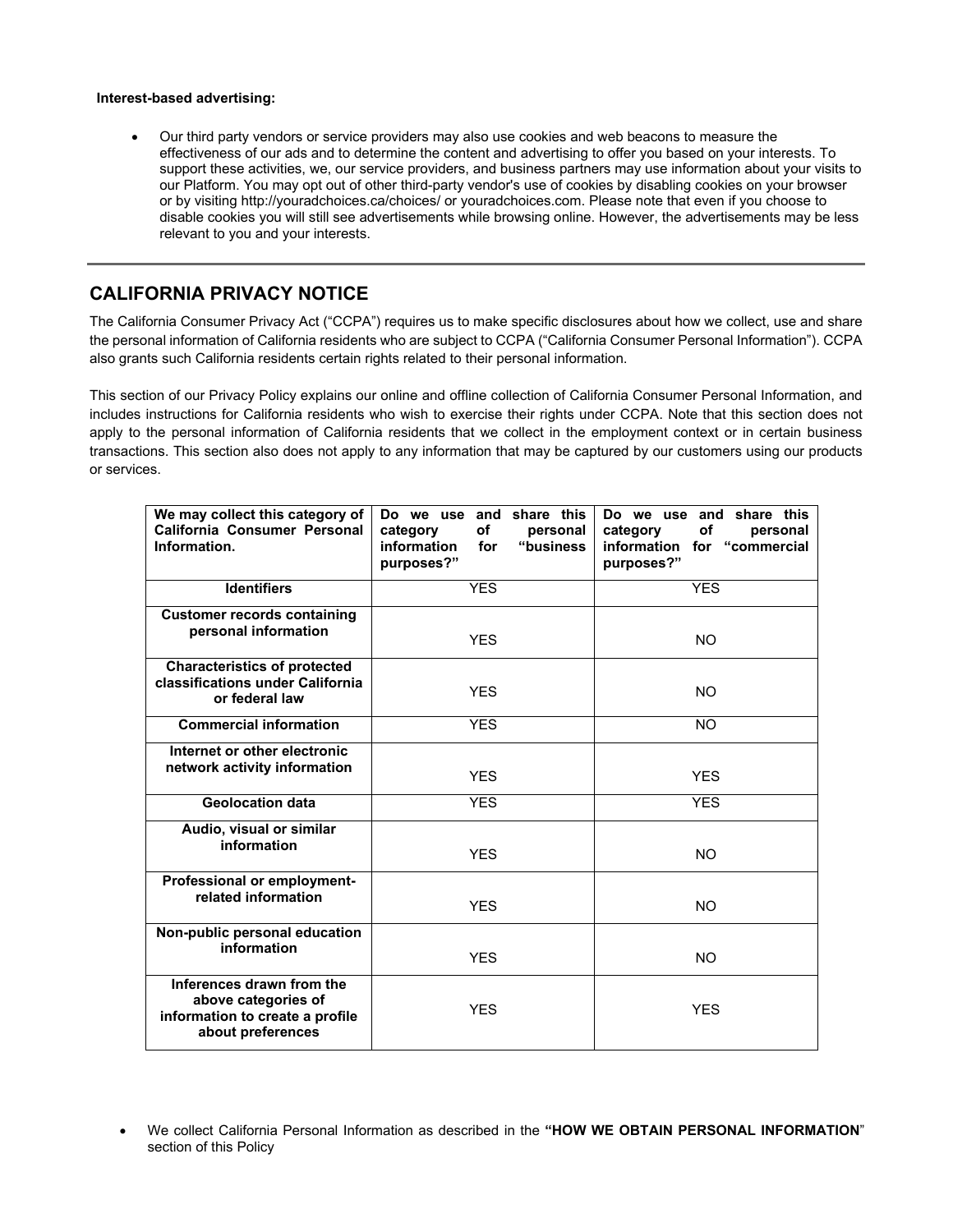**Interest-based advertising:**

- Our third party vendors or service providers may also use cookies and web beacons to measure the effectiveness of our ads and to determine the content and advertising to offer you based on your interests. To support these activities, we, our service providers, and business partners may use information about your visits to our Platform. You may opt out of other third-party vendor's use of cookies by disabling cookies on your browser or by visiting http://youradchoices.ca/choices/ or youradchoices.com. Please note that even if you choose to disable cookies you will still see advertisements while browsing online. However, the advertisements may be less relevant to you and your interests.

---

## CALIFORNIA PRIVACY NOTICE

The California Consumer Privacy Act ("CCPA") requires us to make specific disclosures about how we collect, use and share the personal information of California residents who are subject to CCPA ("California Consumer Personal Information"). CCPA also grants such California residents certain rights related to their personal information.

This section of our Privacy Policy explains our online and offline collection of California Consumer Personal Information, and includes instructions for California residents who wish to exercise their rights under CCPA. Note that this section does not apply to the personal information of California residents that we collect in the employment context or in certain business transactions. This section also does not apply to any information that may be captured by our customers using our products or services.

| We may collect this category of California Consumer Personal Information. | Do we use and share this category of personal information for "business purposes?" | Do we use and share this category of personal information for "commercial purposes?" |
|---|---|---|
| **Identifiers** | YES | YES |
| **Customer records containing personal information** | YES | NO |
| **Characteristics of protected classifications under California or federal law** | YES | NO |
| **Commercial information** | YES | NO |
| **Internet or other electronic network activity information** | YES | YES |
| **Geolocation data** | YES | YES |
| **Audio, visual or similar information** | YES | NO |
| **Professional or employment-related information** | YES | NO |
| **Non-public personal education information** | YES | NO |
| **Inferences drawn from the above categories of information to create a profile about preferences** | YES | YES |

- We collect California Personal Information as described in the **"HOW WE OBTAIN PERSONAL INFORMATION"** section of this Policy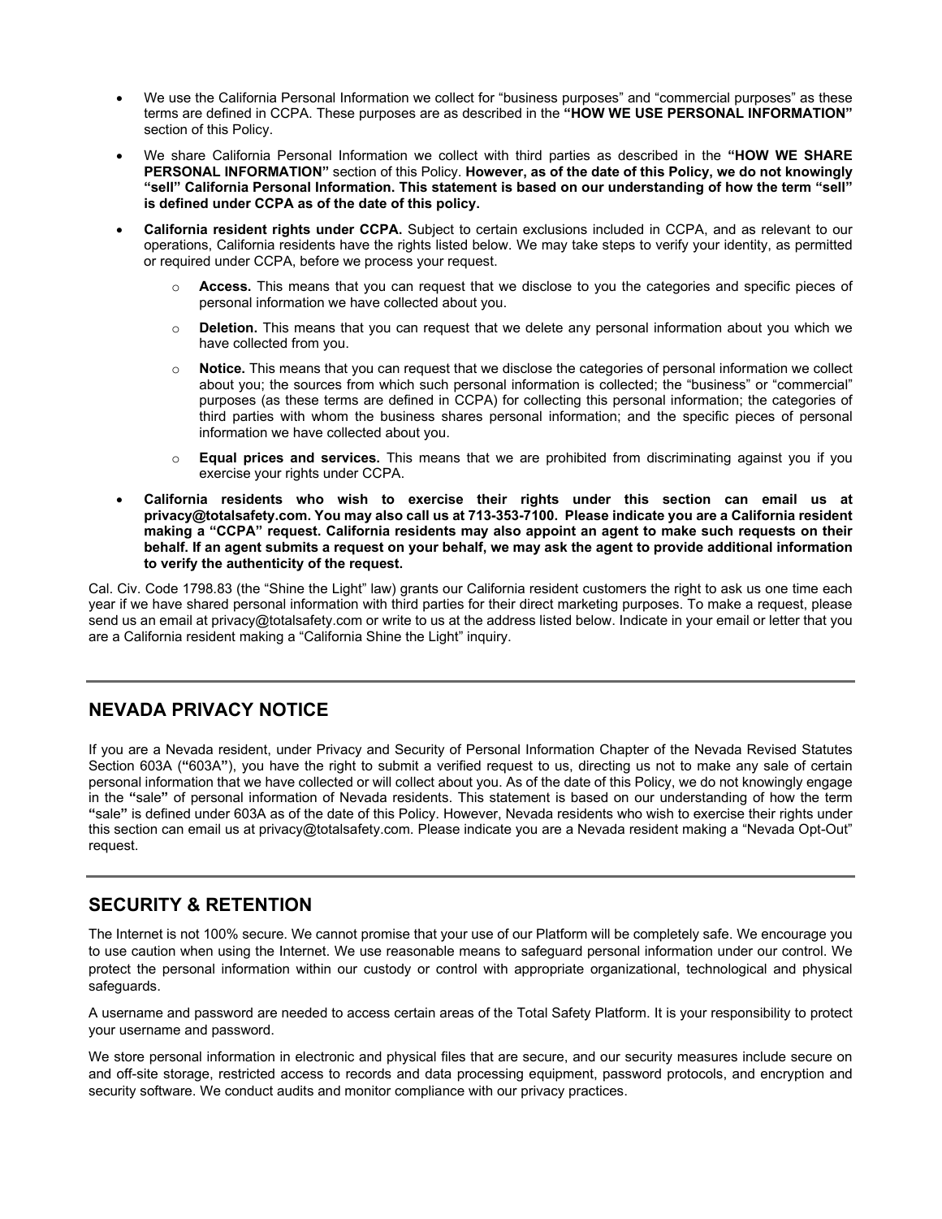- We use the California Personal Information we collect for "business purposes" and "commercial purposes" as these terms are defined in CCPA. These purposes are as described in the **"HOW WE USE PERSONAL INFORMATION"** section of this Policy.
- We share California Personal Information we collect with third parties as described in the **"HOW WE SHARE PERSONAL INFORMATION"** section of this Policy. **However, as of the date of this Policy, we do not knowingly "sell" California Personal Information. This statement is based on our understanding of how the term "sell" is defined under CCPA as of the date of this policy.**
- **California resident rights under CCPA.** Subject to certain exclusions included in CCPA, and as relevant to our operations, California residents have the rights listed below. We may take steps to verify your identity, as permitted or required under CCPA, before we process your request.
  - **Access.** This means that you can request that we disclose to you the categories and specific pieces of personal information we have collected about you.
  - **Deletion.** This means that you can request that we delete any personal information about you which we have collected from you.
  - **Notice.** This means that you can request that we disclose the categories of personal information we collect about you; the sources from which such personal information is collected; the "business" or "commercial" purposes (as these terms are defined in CCPA) for collecting this personal information; the categories of third parties with whom the business shares personal information; and the specific pieces of personal information we have collected about you.
  - **Equal prices and services.** This means that we are prohibited from discriminating against you if you exercise your rights under CCPA.
- **California residents who wish to exercise their rights under this section can email us at privacy@totalsafety.com. You may also call us at 713-353-7100. Please indicate you are a California resident making a "CCPA" request. California residents may also appoint an agent to make such requests on their behalf. If an agent submits a request on your behalf, we may ask the agent to provide additional information to verify the authenticity of the request.**

Cal. Civ. Code 1798.83 (the "Shine the Light" law) grants our California resident customers the right to ask us one time each year if we have shared personal information with third parties for their direct marketing purposes. To make a request, please send us an email at privacy@totalsafety.com or write to us at the address listed below. Indicate in your email or letter that you are a California resident making a "California Shine the Light" inquiry.

## NEVADA PRIVACY NOTICE

If you are a Nevada resident, under Privacy and Security of Personal Information Chapter of the Nevada Revised Statutes Section 603A (**"**603A**"**), you have the right to submit a verified request to us, directing us not to make any sale of certain personal information that we have collected or will collect about you. As of the date of this Policy, we do not knowingly engage in the **"**sale**"** of personal information of Nevada residents. This statement is based on our understanding of how the term **"**sale**"** is defined under 603A as of the date of this Policy. However, Nevada residents who wish to exercise their rights under this section can email us at privacy@totalsafety.com. Please indicate you are a Nevada resident making a "Nevada Opt-Out" request.

## SECURITY & RETENTION

The Internet is not 100% secure. We cannot promise that your use of our Platform will be completely safe. We encourage you to use caution when using the Internet. We use reasonable means to safeguard personal information under our control. We protect the personal information within our custody or control with appropriate organizational, technological and physical safeguards.

A username and password are needed to access certain areas of the Total Safety Platform. It is your responsibility to protect your username and password.

We store personal information in electronic and physical files that are secure, and our security measures include secure on and off-site storage, restricted access to records and data processing equipment, password protocols, and encryption and security software. We conduct audits and monitor compliance with our privacy practices.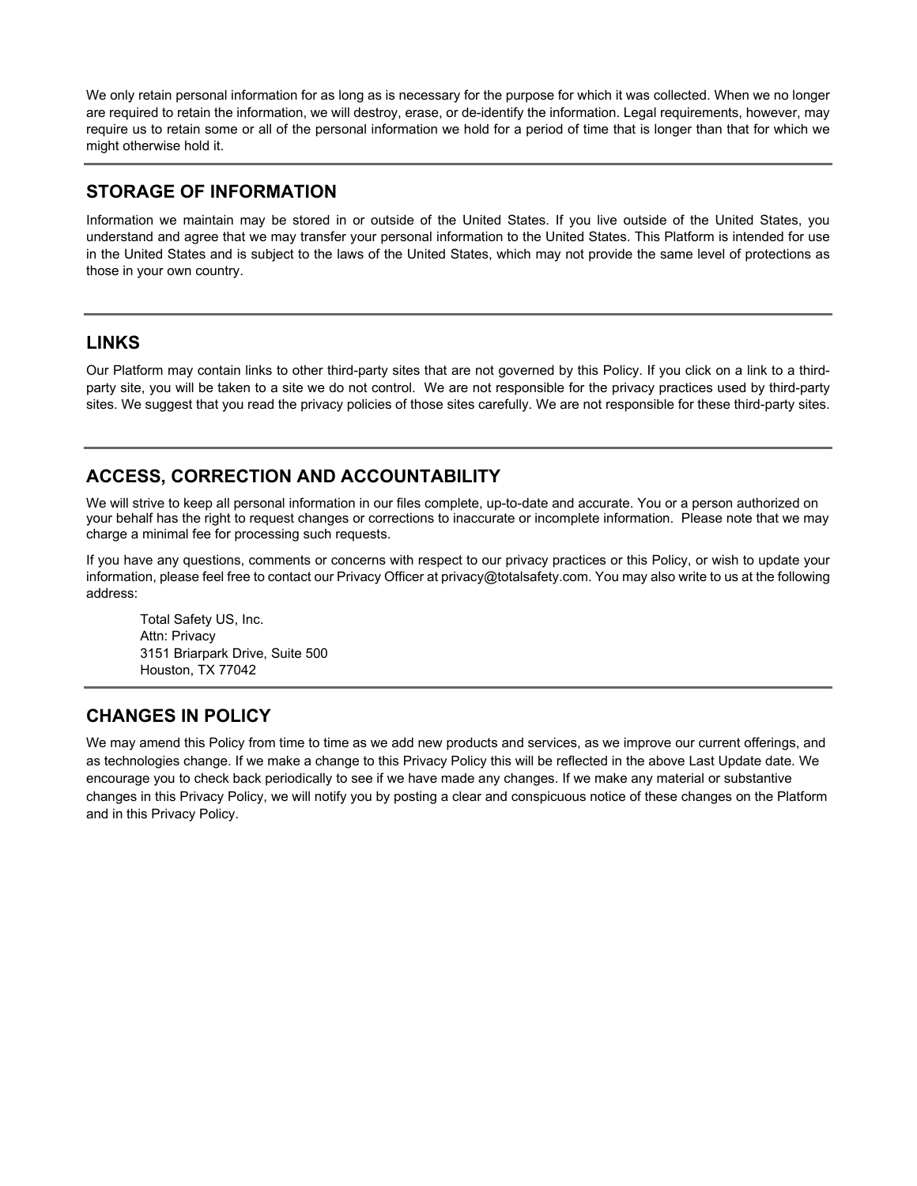We only retain personal information for as long as is necessary for the purpose for which it was collected. When we no longer are required to retain the information, we will destroy, erase, or de-identify the information. Legal requirements, however, may require us to retain some or all of the personal information we hold for a period of time that is longer than that for which we might otherwise hold it.

## STORAGE OF INFORMATION

Information we maintain may be stored in or outside of the United States. If you live outside of the United States, you understand and agree that we may transfer your personal information to the United States. This Platform is intended for use in the United States and is subject to the laws of the United States, which may not provide the same level of protections as those in your own country.

## LINKS

Our Platform may contain links to other third-party sites that are not governed by this Policy. If you click on a link to a third-party site, you will be taken to a site we do not control. We are not responsible for the privacy practices used by third-party sites. We suggest that you read the privacy policies of those sites carefully. We are not responsible for these third-party sites.

## ACCESS, CORRECTION AND ACCOUNTABILITY

We will strive to keep all personal information in our files complete, up-to-date and accurate. You or a person authorized on your behalf has the right to request changes or corrections to inaccurate or incomplete information. Please note that we may charge a minimal fee for processing such requests.

If you have any questions, comments or concerns with respect to our privacy practices or this Policy, or wish to update your information, please feel free to contact our Privacy Officer at privacy@totalsafety.com. You may also write to us at the following address:

Total Safety US, Inc.
Attn: Privacy
3151 Briarpark Drive, Suite 500
Houston, TX 77042

## CHANGES IN POLICY

We may amend this Policy from time to time as we add new products and services, as we improve our current offerings, and as technologies change. If we make a change to this Privacy Policy this will be reflected in the above Last Update date. We encourage you to check back periodically to see if we have made any changes. If we make any material or substantive changes in this Privacy Policy, we will notify you by posting a clear and conspicuous notice of these changes on the Platform and in this Privacy Policy.